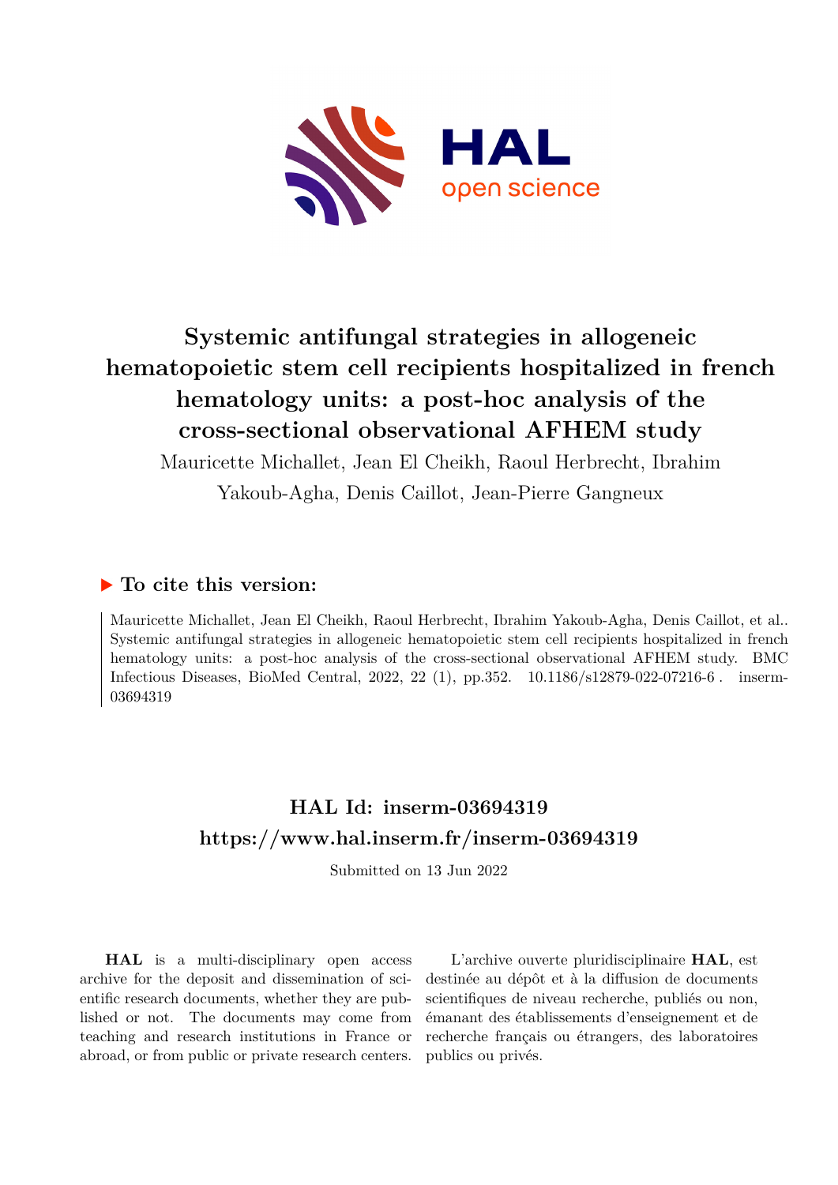# Systemic antifungal strategies in allogeneic hematopoietic stem cell recipients hospitalized in french hematology units: a post-hoc analysis of the cross-sectional observational AFHEM study

Mauricette Michallet, Jean El Cheikh, Raoul Herbrecht, Ibrahim Yakoub-Agha, Denis Caillot, Jean-Pierre Gangneux

## ▶ To cite this version:

Mauricette Michallet, Jean El Cheikh, Raoul Herbrecht, Ibrahim Yakoub-Agha, Denis Caillot, et al.. Systemic antifungal strategies in allogeneic hematopoietic stem cell recipients hospitalized in french hematology units: a post-hoc analysis of the cross-sectional observational AFHEM study. BMC Infectious Diseases, BioMed Central, 2022, 22 (1), pp.352. 10.1186/s12879-022-07216-6 . inserm-03694319

## HAL Id: inserm-03694319

## https://www.hal.inserm.fr/inserm-03694319

Submitted on 13 Jun 2022

**HAL** is a multi-disciplinary open access archive for the deposit and dissemination of scientific research documents, whether they are published or not. The documents may come from teaching and research institutions in France or abroad, or from public or private research centers.

L'archive ouverte pluridisciplinaire **HAL**, est destinée au dépôt et à la diffusion de documents scientifiques de niveau recherche, publiés ou non, émanant des établissements d'enseignement et de recherche français ou étrangers, des laboratoires publics ou privés.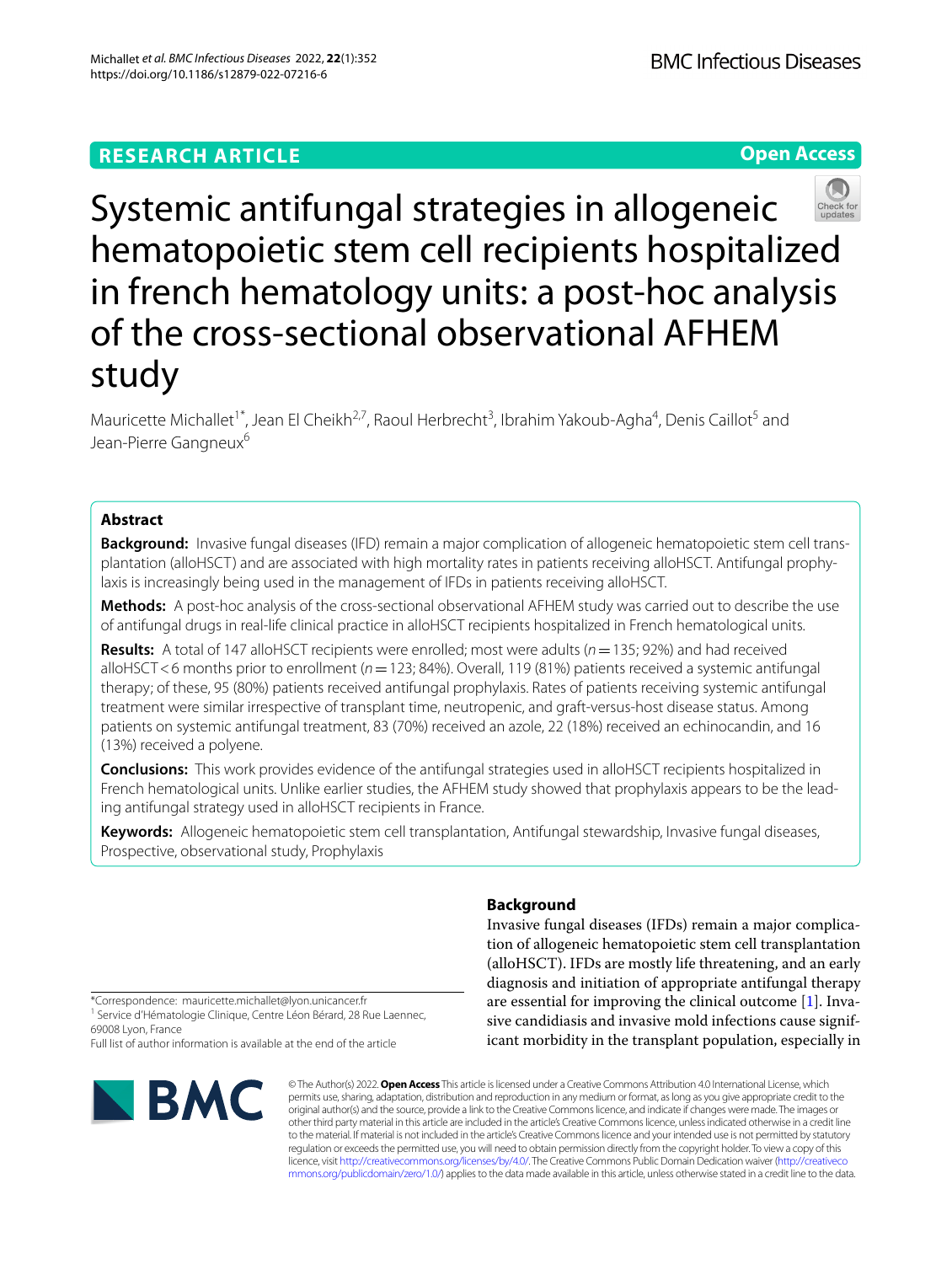# Systemic antifungal strategies in allogeneic hematopoietic stem cell recipients hospitalized in french hematology units: a post-hoc analysis of the cross-sectional observational AFHEM study

Mauricette Michallet[1*], Jean El Cheikh[2,7], Raoul Herbrecht[3], Ibrahim Yakoub-Agha[4], Denis Caillot[5] and Jean-Pierre Gangneux[6]

## Abstract

**Background:** Invasive fungal diseases (IFD) remain a major complication of allogeneic hematopoietic stem cell transplantation (alloHSCT) and are associated with high mortality rates in patients receiving alloHSCT. Antifungal prophylaxis is increasingly being used in the management of IFDs in patients receiving alloHSCT.

**Methods:** A post-hoc analysis of the cross-sectional observational AFHEM study was carried out to describe the use of antifungal drugs in real-life clinical practice in alloHSCT recipients hospitalized in French hematological units.

**Results:** A total of 147 alloHSCT recipients were enrolled; most were adults ($n = 135$; 92%) and had received alloHSCT < 6 months prior to enrollment ($n = 123$; 84%). Overall, 119 (81%) patients received a systemic antifungal therapy; of these, 95 (80%) patients received antifungal prophylaxis. Rates of patients receiving systemic antifungal treatment were similar irrespective of transplant time, neutropenic, and graft-versus-host disease status. Among patients on systemic antifungal treatment, 83 (70%) received an azole, 22 (18%) received an echinocandin, and 16 (13%) received a polyene.

**Conclusions:** This work provides evidence of the antifungal strategies used in alloHSCT recipients hospitalized in French hematological units. Unlike earlier studies, the AFHEM study showed that prophylaxis appears to be the leading antifungal strategy used in alloHSCT recipients in France.

**Keywords:** Allogeneic hematopoietic stem cell transplantation, Antifungal stewardship, Invasive fungal diseases, Prospective, observational study, Prophylaxis

## Background

Invasive fungal diseases (IFDs) remain a major complication of allogeneic hematopoietic stem cell transplantation (alloHSCT). IFDs are mostly life threatening, and an early diagnosis and initiation of appropriate antifungal therapy are essential for improving the clinical outcome [1]. Invasive candidiasis and invasive mold infections cause significant morbidity in the transplant population, especially in

*Correspondence: mauricette.michallet@lyon.unicancer.fr
[1] Service d'Hématologie Clinique, Centre Léon Bérard, 28 Rue Laennec, 69008 Lyon, France
Full list of author information is available at the end of the article

© The Author(s) 2022. **Open Access** This article is licensed under a Creative Commons Attribution 4.0 International License, which permits use, sharing, adaptation, distribution and reproduction in any medium or format, as long as you give appropriate credit to the original author(s) and the source, provide a link to the Creative Commons licence, and indicate if changes were made. The images or other third party material in this article are included in the article's Creative Commons licence, unless indicated otherwise in a credit line to the material. If material is not included in the article's Creative Commons licence and your intended use is not permitted by statutory regulation or exceeds the permitted use, you will need to obtain permission directly from the copyright holder. To view a copy of this licence, visit http://creativecommons.org/licenses/by/4.0/. The Creative Commons Public Domain Dedication waiver (http://creativecommons.org/publicdomain/zero/1.0/) applies to the data made available in this article, unless otherwise stated in a credit line to the data.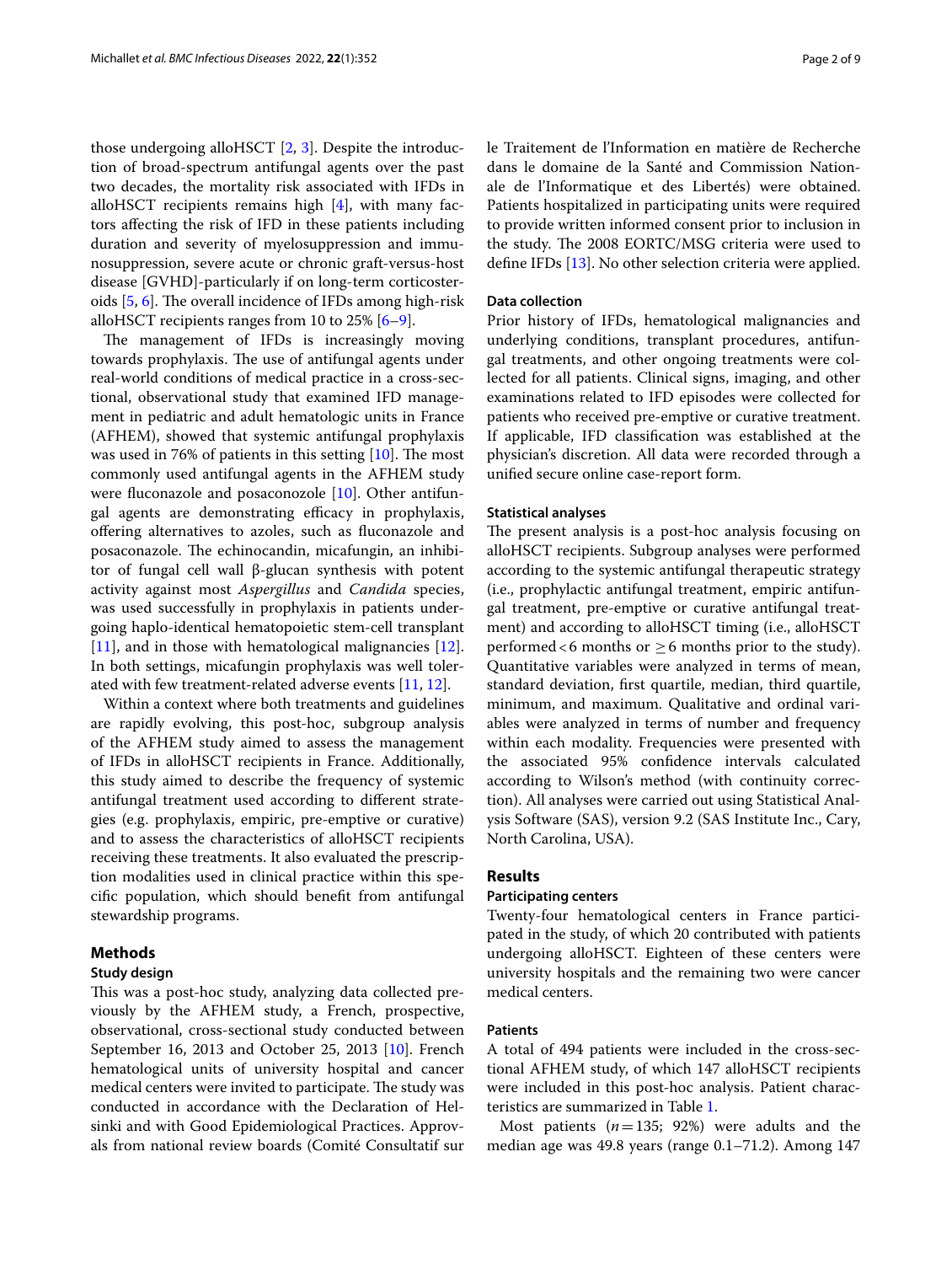those undergoing alloHSCT [2, 3]. Despite the introduction of broad-spectrum antifungal agents over the past two decades, the mortality risk associated with IFDs in alloHSCT recipients remains high [4], with many factors affecting the risk of IFD in these patients including duration and severity of myelosuppression and immunosuppression, severe acute or chronic graft-versus-host disease [GVHD]-particularly if on long-term corticosteroids [5, 6]. The overall incidence of IFDs among high-risk alloHSCT recipients ranges from 10 to 25% [6–9].

The management of IFDs is increasingly moving towards prophylaxis. The use of antifungal agents under real-world conditions of medical practice in a cross-sectional, observational study that examined IFD management in pediatric and adult hematologic units in France (AFHEM), showed that systemic antifungal prophylaxis was used in 76% of patients in this setting [10]. The most commonly used antifungal agents in the AFHEM study were fluconazole and posaconozole [10]. Other antifungal agents are demonstrating efficacy in prophylaxis, offering alternatives to azoles, such as fluconazole and posaconazole. The echinocandin, micafungin, an inhibitor of fungal cell wall β-glucan synthesis with potent activity against most *Aspergillus* and *Candida* species, was used successfully in prophylaxis in patients undergoing haplo-identical hematopoietic stem-cell transplant [11], and in those with hematological malignancies [12]. In both settings, micafungin prophylaxis was well tolerated with few treatment-related adverse events [11, 12].

Within a context where both treatments and guidelines are rapidly evolving, this post-hoc, subgroup analysis of the AFHEM study aimed to assess the management of IFDs in alloHSCT recipients in France. Additionally, this study aimed to describe the frequency of systemic antifungal treatment used according to different strategies (e.g. prophylaxis, empiric, pre-emptive or curative) and to assess the characteristics of alloHSCT recipients receiving these treatments. It also evaluated the prescription modalities used in clinical practice within this specific population, which should benefit from antifungal stewardship programs.

## Methods

### Study design

This was a post-hoc study, analyzing data collected previously by the AFHEM study, a French, prospective, observational, cross-sectional study conducted between September 16, 2013 and October 25, 2013 [10]. French hematological units of university hospital and cancer medical centers were invited to participate. The study was conducted in accordance with the Declaration of Helsinki and with Good Epidemiological Practices. Approvals from national review boards (Comité Consultatif sur le Traitement de l'Information en matière de Recherche dans le domaine de la Santé and Commission Nationale de l'Informatique et des Libertés) were obtained. Patients hospitalized in participating units were required to provide written informed consent prior to inclusion in the study. The 2008 EORTC/MSG criteria were used to define IFDs [13]. No other selection criteria were applied.

### Data collection

Prior history of IFDs, hematological malignancies and underlying conditions, transplant procedures, antifungal treatments, and other ongoing treatments were collected for all patients. Clinical signs, imaging, and other examinations related to IFD episodes were collected for patients who received pre-emptive or curative treatment. If applicable, IFD classification was established at the physician's discretion. All data were recorded through a unified secure online case-report form.

### Statistical analyses

The present analysis is a post-hoc analysis focusing on alloHSCT recipients. Subgroup analyses were performed according to the systemic antifungal therapeutic strategy (i.e., prophylactic antifungal treatment, empiric antifungal treatment, pre-emptive or curative antifungal treatment) and according to alloHSCT timing (i.e., alloHSCT performed < 6 months or ≥ 6 months prior to the study). Quantitative variables were analyzed in terms of mean, standard deviation, first quartile, median, third quartile, minimum, and maximum. Qualitative and ordinal variables were analyzed in terms of number and frequency within each modality. Frequencies were presented with the associated 95% confidence intervals calculated according to Wilson's method (with continuity correction). All analyses were carried out using Statistical Analysis Software (SAS), version 9.2 (SAS Institute Inc., Cary, North Carolina, USA).

## Results

### Participating centers

Twenty-four hematological centers in France participated in the study, of which 20 contributed with patients undergoing alloHSCT. Eighteen of these centers were university hospitals and the remaining two were cancer medical centers.

### Patients

A total of 494 patients were included in the cross-sectional AFHEM study, of which 147 alloHSCT recipients were included in this post-hoc analysis. Patient characteristics are summarized in Table 1.

Most patients ($n = 135$; 92%) were adults and the median age was 49.8 years (range 0.1–71.2). Among 147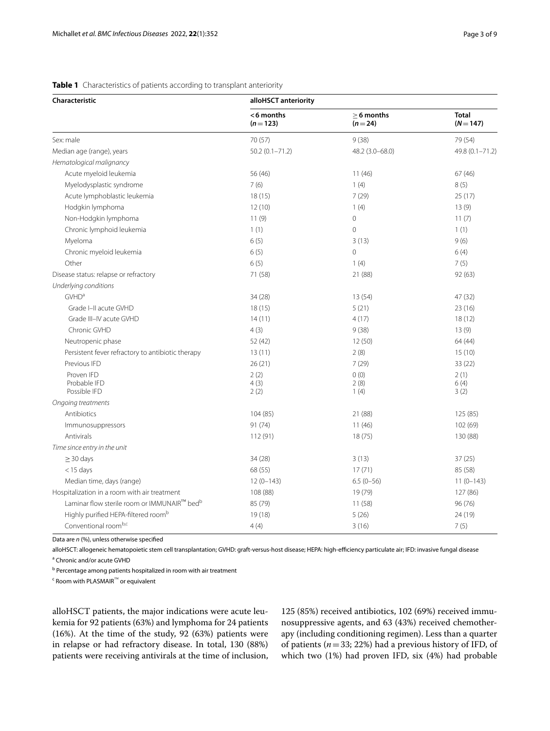**Table 1** Characteristics of patients according to transplant anteriority

| Characteristic | alloHSCT anteriority | | |
|---|---|---|---|
| | <6 months (n = 123) | ≥ 6 months (n = 24) | Total (N = 147) |
| Sex: male | 70 (57) | 9 (38) | 79 (54) |
| Median age (range), years | 50.2 (0.1–71.2) | 48.2 (3.0–68.0) | 49.8 (0.1–71.2) |
| *Hematological malignancy* | | | |
| Acute myeloid leukemia | 56 (46) | 11 (46) | 67 (46) |
| Myelodysplastic syndrome | 7 (6) | 1 (4) | 8 (5) |
| Acute lymphoblastic leukemia | 18 (15) | 7 (29) | 25 (17) |
| Hodgkin lymphoma | 12 (10) | 1 (4) | 13 (9) |
| Non-Hodgkin lymphoma | 11 (9) | 0 | 11 (7) |
| Chronic lymphoid leukemia | 1 (1) | 0 | 1 (1) |
| Myeloma | 6 (5) | 3 (13) | 9 (6) |
| Chronic myeloid leukemia | 6 (5) | 0 | 6 (4) |
| Other | 6 (5) | 1 (4) | 7 (5) |
| Disease status: relapse or refractory | 71 (58) | 21 (88) | 92 (63) |
| *Underlying conditions* | | | |
| GVHD[a] | 34 (28) | 13 (54) | 47 (32) |
| Grade I–II acute GVHD | 18 (15) | 5 (21) | 23 (16) |
| Grade III–IV acute GVHD | 14 (11) | 4 (17) | 18 (12) |
| Chronic GVHD | 4 (3) | 9 (38) | 13 (9) |
| Neutropenic phase | 52 (42) | 12 (50) | 64 (44) |
| Persistent fever refractory to antibiotic therapy | 13 (11) | 2 (8) | 15 (10) |
| Previous IFD | 26 (21) | 7 (29) | 33 (22) |
| Proven IFD | 2 (2) | 0 (0) | 2 (1) |
| Probable IFD | 4 (3) | 2 (8) | 6 (4) |
| Possible IFD | 2 (2) | 1 (4) | 3 (2) |
| *Ongoing treatments* | | | |
| Antibiotics | 104 (85) | 21 (88) | 125 (85) |
| Immunosuppressors | 91 (74) | 11 (46) | 102 (69) |
| Antivirals | 112 (91) | 18 (75) | 130 (88) |
| *Time since entry in the unit* | | | |
| ≥ 30 days | 34 (28) | 3 (13) | 37 (25) |
| < 15 days | 68 (55) | 17 (71) | 85 (58) |
| Median time, days (range) | 12 (0–143) | 6.5 (0–56) | 11 (0–143) |
| Hospitalization in a room with air treatment | 108 (88) | 19 (79) | 127 (86) |
| Laminar flow sterile room or IMMUNAIR™ bed[b] | 85 (79) | 11 (58) | 96 (76) |
| Highly purified HEPA-filtered room[b] | 19 (18) | 5 (26) | 24 (19) |
| Conventional room[b,c] | 4 (4) | 3 (16) | 7 (5) |

Data are *n* (%), unless otherwise specified

alloHSCT: allogeneic hematopoietic stem cell transplantation; GVHD: graft-versus-host disease; HEPA: high-efficiency particulate air; IFD: invasive fungal disease

[a] Chronic and/or acute GVHD

[b] Percentage among patients hospitalized in room with air treatment

[c] Room with PLASMAIR™ or equivalent

alloHSCT patients, the major indications were acute leukemia for 92 patients (63%) and lymphoma for 24 patients (16%). At the time of the study, 92 (63%) patients were in relapse or had refractory disease. In total, 130 (88%) patients were receiving antivirals at the time of inclusion, 125 (85%) received antibiotics, 102 (69%) received immunosuppressive agents, and 63 (43%) received chemotherapy (including conditioning regimen). Less than a quarter of patients (*n* = 33; 22%) had a previous history of IFD, of which two (1%) had proven IFD, six (4%) had probable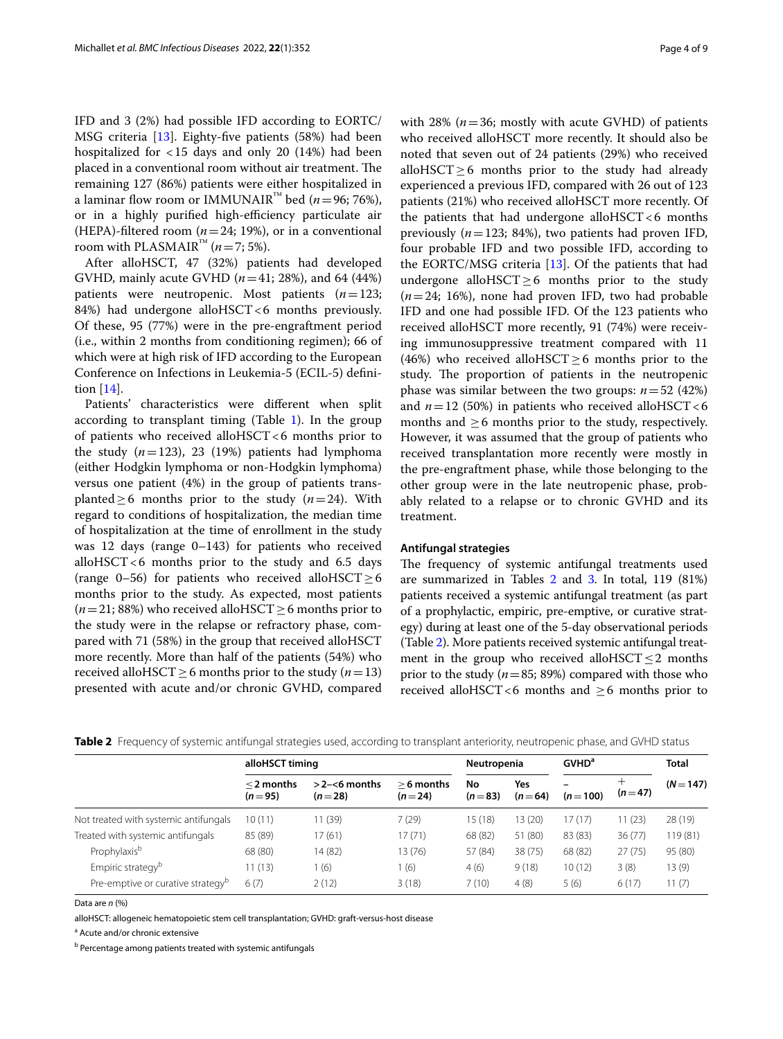IFD and 3 (2%) had possible IFD according to EORTC/MSG criteria [13]. Eighty-five patients (58%) had been hospitalized for <15 days and only 20 (14%) had been placed in a conventional room without air treatment. The remaining 127 (86%) patients were either hospitalized in a laminar flow room or IMMUNAIR™ bed (*n*=96; 76%), or in a highly purified high-efficiency particulate air (HEPA)-filtered room (*n*=24; 19%), or in a conventional room with PLASMAIR™ (*n*=7; 5%).

After alloHSCT, 47 (32%) patients had developed GVHD, mainly acute GVHD (*n*=41; 28%), and 64 (44%) patients were neutropenic. Most patients (*n*=123; 84%) had undergone alloHSCT <6 months previously. Of these, 95 (77%) were in the pre-engraftment period (i.e., within 2 months from conditioning regimen); 66 of which were at high risk of IFD according to the European Conference on Infections in Leukemia-5 (ECIL-5) definition [14].

Patients' characteristics were different when split according to transplant timing (Table 1). In the group of patients who received alloHSCT <6 months prior to the study (*n*=123), 23 (19%) patients had lymphoma (either Hodgkin lymphoma or non-Hodgkin lymphoma) versus one patient (4%) in the group of patients transplanted ≥6 months prior to the study (*n*=24). With regard to conditions of hospitalization, the median time of hospitalization at the time of enrollment in the study was 12 days (range 0–143) for patients who received alloHSCT <6 months prior to the study and 6.5 days (range 0–56) for patients who received alloHSCT ≥6 months prior to the study. As expected, most patients (*n*=21; 88%) who received alloHSCT ≥6 months prior to the study were in the relapse or refractory phase, compared with 71 (58%) in the group that received alloHSCT more recently. More than half of the patients (54%) who received alloHSCT ≥6 months prior to the study (*n*=13) presented with acute and/or chronic GVHD, compared with 28% (*n*=36; mostly with acute GVHD) of patients who received alloHSCT more recently. It should also be noted that seven out of 24 patients (29%) who received alloHSCT ≥6 months prior to the study had already experienced a previous IFD, compared with 26 out of 123 patients (21%) who received alloHSCT more recently. Of the patients that had undergone alloHSCT <6 months previously (*n*=123; 84%), two patients had proven IFD, four probable IFD and two possible IFD, according to the EORTC/MSG criteria [13]. Of the patients that had undergone alloHSCT ≥6 months prior to the study (*n*=24; 16%), none had proven IFD, two had probable IFD and one had possible IFD. Of the 123 patients who received alloHSCT more recently, 91 (74%) were receiving immunosuppressive treatment compared with 11 (46%) who received alloHSCT ≥6 months prior to the study. The proportion of patients in the neutropenic phase was similar between the two groups: *n*=52 (42%) and *n*=12 (50%) in patients who received alloHSCT <6 months and ≥6 months prior to the study, respectively. However, it was assumed that the group of patients who received transplantation more recently were mostly in the pre-engraftment phase, while those belonging to the other group were in the late neutropenic phase, probably related to a relapse or to chronic GVHD and its treatment.

### Antifungal strategies

The frequency of systemic antifungal treatments used are summarized in Tables 2 and 3. In total, 119 (81%) patients received a systemic antifungal treatment (as part of a prophylactic, empiric, pre-emptive, or curative strategy) during at least one of the 5-day observational periods (Table 2). More patients received systemic antifungal treatment in the group who received alloHSCT ≤2 months prior to the study (*n*=85; 89%) compared with those who received alloHSCT <6 months and ≥6 months prior to

**Table 2** Frequency of systemic antifungal strategies used, according to transplant anteriority, neutropenic phase, and GVHD status

| | alloHSCT timing | | | Neutropenia | | GVHD[a] | | Total |
|---|---|---|---|---|---|---|---|---|
| | ≤2 months (*n*=95) | >2–<6 months (*n*=28) | ≥6 months (*n*=24) | No (*n*=83) | Yes (*n*=64) | – (*n*=100) | + (*n*=47) | (*N*=147) |
| Not treated with systemic antifungals | 10 (11) | 11 (39) | 7 (29) | 15 (18) | 13 (20) | 17 (17) | 11 (23) | 28 (19) |
| Treated with systemic antifungals | 85 (89) | 17 (61) | 17 (71) | 68 (82) | 51 (80) | 83 (83) | 36 (77) | 119 (81) |
| Prophylaxis[b] | 68 (80) | 14 (82) | 13 (76) | 57 (84) | 38 (75) | 68 (82) | 27 (75) | 95 (80) |
| Empiric strategy[b] | 11 (13) | 1 (6) | 1 (6) | 4 (6) | 9 (18) | 10 (12) | 3 (8) | 13 (9) |
| Pre-emptive or curative strategy[b] | 6 (7) | 2 (12) | 3 (18) | 7 (10) | 4 (8) | 5 (6) | 6 (17) | 11 (7) |

Data are *n* (%)

alloHSCT: allogeneic hematopoietic stem cell transplantation; GVHD: graft-versus-host disease

[a] Acute and/or chronic extensive

[b] Percentage among patients treated with systemic antifungals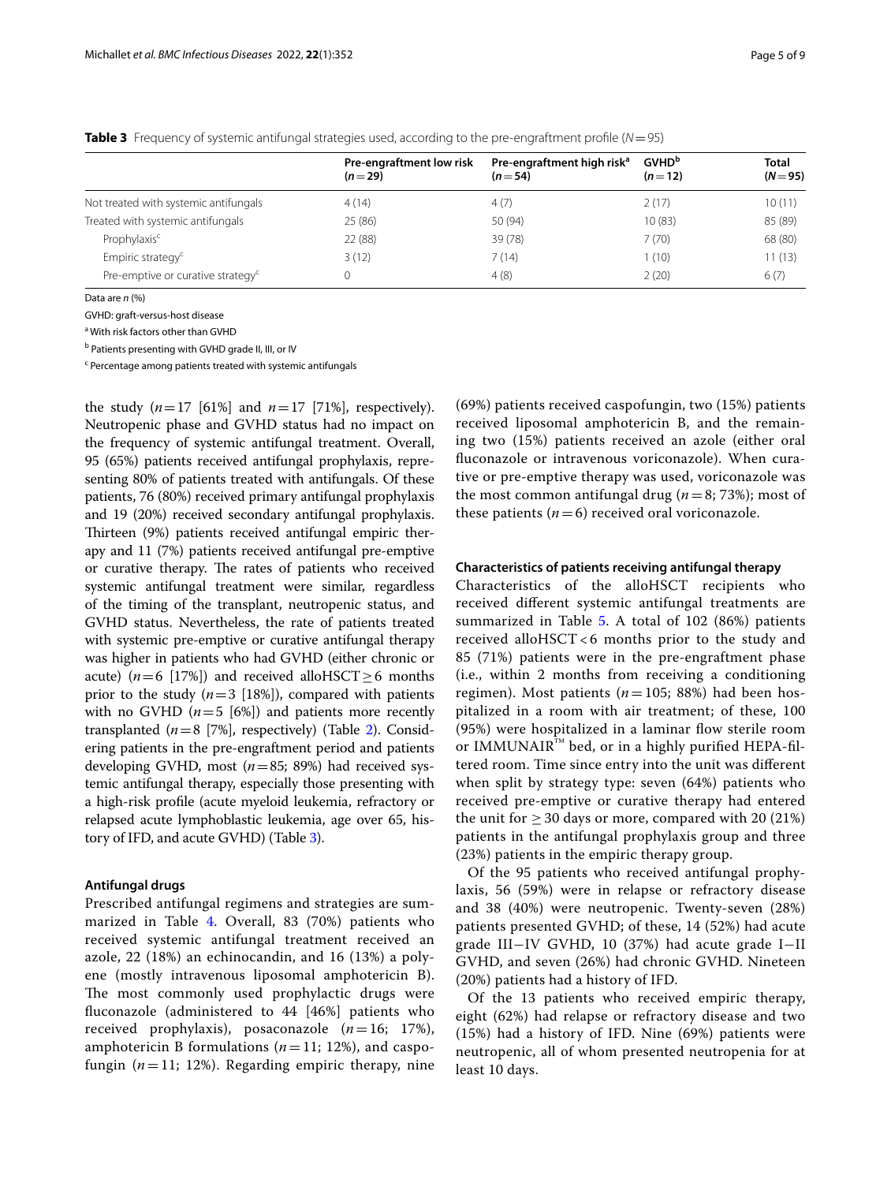**Table 3** Frequency of systemic antifungal strategies used, according to the pre-engraftment profile ($N=95$)

| | Pre-engraftment low risk ($n=29$) | Pre-engraftment high risk[a] ($n=54$) | GVHD[b] ($n=12$) | Total ($N=95$) |
|---|---|---|---|---|
| Not treated with systemic antifungals | 4 (14) | 4 (7) | 2 (17) | 10 (11) |
| Treated with systemic antifungals | 25 (86) | 50 (94) | 10 (83) | 85 (89) |
| Prophylaxis[c] | 22 (88) | 39 (78) | 7 (70) | 68 (80) |
| Empiric strategy[c] | 3 (12) | 7 (14) | 1 (10) | 11 (13) |
| Pre-emptive or curative strategy[c] | 0 | 4 (8) | 2 (20) | 6 (7) |

Data are *n* (%)

GVHD: graft-versus-host disease

[a] With risk factors other than GVHD

[b] Patients presenting with GVHD grade II, III, or IV

[c] Percentage among patients treated with systemic antifungals

the study ($n=17$ [61%] and $n=17$ [71%], respectively). Neutropenic phase and GVHD status had no impact on the frequency of systemic antifungal treatment. Overall, 95 (65%) patients received antifungal prophylaxis, representing 80% of patients treated with antifungals. Of these patients, 76 (80%) received primary antifungal prophylaxis and 19 (20%) received secondary antifungal prophylaxis. Thirteen (9%) patients received antifungal empiric therapy and 11 (7%) patients received antifungal pre-emptive or curative therapy. The rates of patients who received systemic antifungal treatment were similar, regardless of the timing of the transplant, neutropenic status, and GVHD status. Nevertheless, the rate of patients treated with systemic pre-emptive or curative antifungal therapy was higher in patients who had GVHD (either chronic or acute) ($n=6$ [17%]) and received alloHSCT $\geq 6$ months prior to the study ($n=3$ [18%]), compared with patients with no GVHD ($n=5$ [6%]) and patients more recently transplanted ($n=8$ [7%], respectively) (Table 2). Considering patients in the pre-engraftment period and patients developing GVHD, most ($n=85$; 89%) had received systemic antifungal therapy, especially those presenting with a high-risk profile (acute myeloid leukemia, refractory or relapsed acute lymphoblastic leukemia, age over 65, history of IFD, and acute GVHD) (Table 3).

### Antifungal drugs

Prescribed antifungal regimens and strategies are summarized in Table 4. Overall, 83 (70%) patients who received systemic antifungal treatment received an azole, 22 (18%) an echinocandin, and 16 (13%) a polyene (mostly intravenous liposomal amphotericin B). The most commonly used prophylactic drugs were fluconazole (administered to 44 [46%] patients who received prophylaxis), posaconazole ($n=16$; 17%), amphotericin B formulations ($n=11$; 12%), and caspofungin ($n=11$; 12%). Regarding empiric therapy, nine (69%) patients received caspofungin, two (15%) patients received liposomal amphotericin B, and the remaining two (15%) patients received an azole (either oral fluconazole or intravenous voriconazole). When curative or pre-emptive therapy was used, voriconazole was the most common antifungal drug ($n=8$; 73%); most of these patients ($n=6$) received oral voriconazole.

### Characteristics of patients receiving antifungal therapy

Characteristics of the alloHSCT recipients who received different systemic antifungal treatments are summarized in Table 5. A total of 102 (86%) patients received alloHSCT < 6 months prior to the study and 85 (71%) patients were in the pre-engraftment phase (i.e., within 2 months from receiving a conditioning regimen). Most patients ($n=105$; 88%) had been hospitalized in a room with air treatment; of these, 100 (95%) were hospitalized in a laminar flow sterile room or IMMUNAIR™ bed, or in a highly purified HEPA-filtered room. Time since entry into the unit was different when split by strategy type: seven (64%) patients who received pre-emptive or curative therapy had entered the unit for $\geq 30$ days or more, compared with 20 (21%) patients in the antifungal prophylaxis group and three (23%) patients in the empiric therapy group.

Of the 95 patients who received antifungal prophylaxis, 56 (59%) were in relapse or refractory disease and 38 (40%) were neutropenic. Twenty-seven (28%) patients presented GVHD; of these, 14 (52%) had acute grade III−IV GVHD, 10 (37%) had acute grade I−II GVHD, and seven (26%) had chronic GVHD. Nineteen (20%) patients had a history of IFD.

Of the 13 patients who received empiric therapy, eight (62%) had relapse or refractory disease and two (15%) had a history of IFD. Nine (69%) patients were neutropenic, all of whom presented neutropenia for at least 10 days.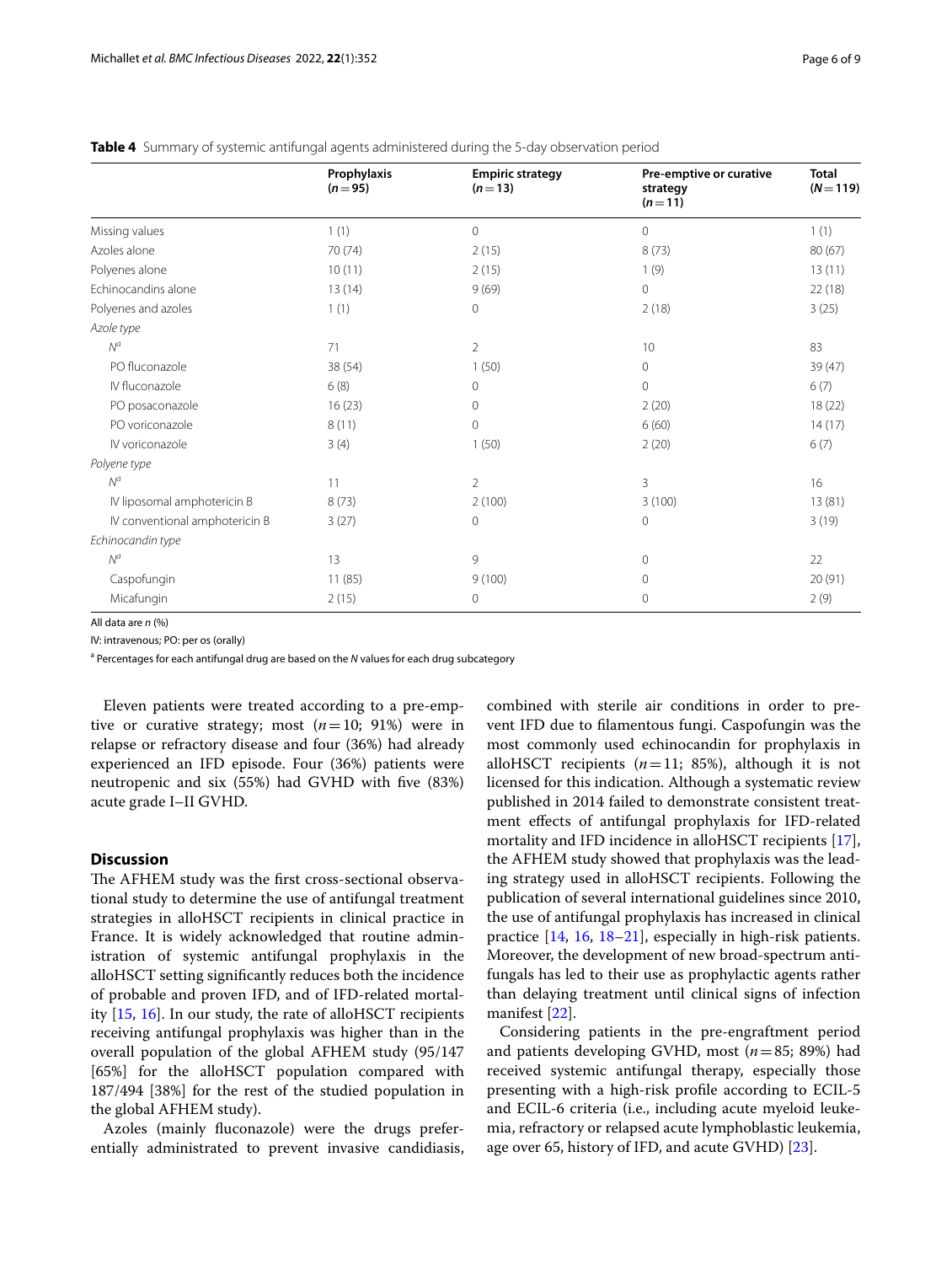**Table 4** Summary of systemic antifungal agents administered during the 5-day observation period

| | Prophylaxis ($n=95$) | Empiric strategy ($n=13$) | Pre-emptive or curative strategy ($n=11$) | Total ($N=119$) |
|---|---|---|---|---|
| Missing values | 1 (1) | 0 | 0 | 1 (1) |
| Azoles alone | 70 (74) | 2 (15) | 8 (73) | 80 (67) |
| Polyenes alone | 10 (11) | 2 (15) | 1 (9) | 13 (11) |
| Echinocandins alone | 13 (14) | 9 (69) | 0 | 22 (18) |
| Polyenes and azoles | 1 (1) | 0 | 2 (18) | 3 (25) |
| *Azole type* | | | | |
| $N^a$ | 71 | 2 | 10 | 83 |
| PO fluconazole | 38 (54) | 1 (50) | 0 | 39 (47) |
| IV fluconazole | 6 (8) | 0 | 0 | 6 (7) |
| PO posaconazole | 16 (23) | 0 | 2 (20) | 18 (22) |
| PO voriconazole | 8 (11) | 0 | 6 (60) | 14 (17) |
| IV voriconazole | 3 (4) | 1 (50) | 2 (20) | 6 (7) |
| *Polyene type* | | | | |
| $N^a$ | 11 | 2 | 3 | 16 |
| IV liposomal amphotericin B | 8 (73) | 2 (100) | 3 (100) | 13 (81) |
| IV conventional amphotericin B | 3 (27) | 0 | 0 | 3 (19) |
| *Echinocandin type* | | | | |
| $N^a$ | 13 | 9 | 0 | 22 |
| Caspofungin | 11 (85) | 9 (100) | 0 | 20 (91) |
| Micafungin | 2 (15) | 0 | 0 | 2 (9) |

All data are *n* (%)

IV: intravenous; PO: per os (orally)

[a] Percentages for each antifungal drug are based on the *N* values for each drug subcategory

Eleven patients were treated according to a pre-emptive or curative strategy; most ($n=10$; 91%) were in relapse or refractory disease and four (36%) had already experienced an IFD episode. Four (36%) patients were neutropenic and six (55%) had GVHD with five (83%) acute grade I–II GVHD.

## Discussion

The AFHEM study was the first cross-sectional observational study to determine the use of antifungal treatment strategies in alloHSCT recipients in clinical practice in France. It is widely acknowledged that routine administration of systemic antifungal prophylaxis in the alloHSCT setting significantly reduces both the incidence of probable and proven IFD, and of IFD-related mortality [15, 16]. In our study, the rate of alloHSCT recipients receiving antifungal prophylaxis was higher than in the overall population of the global AFHEM study (95/147 [65%] for the alloHSCT population compared with 187/494 [38%] for the rest of the studied population in the global AFHEM study).

Azoles (mainly fluconazole) were the drugs preferentially administrated to prevent invasive candidiasis, combined with sterile air conditions in order to prevent IFD due to filamentous fungi. Caspofungin was the most commonly used echinocandin for prophylaxis in alloHSCT recipients ($n=11$; 85%), although it is not licensed for this indication. Although a systematic review published in 2014 failed to demonstrate consistent treatment effects of antifungal prophylaxis for IFD-related mortality and IFD incidence in alloHSCT recipients [17], the AFHEM study showed that prophylaxis was the leading strategy used in alloHSCT recipients. Following the publication of several international guidelines since 2010, the use of antifungal prophylaxis has increased in clinical practice [14, 16, 18–21], especially in high-risk patients. Moreover, the development of new broad-spectrum antifungals has led to their use as prophylactic agents rather than delaying treatment until clinical signs of infection manifest [22].

Considering patients in the pre-engraftment period and patients developing GVHD, most ($n=85$; 89%) had received systemic antifungal therapy, especially those presenting with a high-risk profile according to ECIL-5 and ECIL-6 criteria (i.e., including acute myeloid leukemia, refractory or relapsed acute lymphoblastic leukemia, age over 65, history of IFD, and acute GVHD) [23].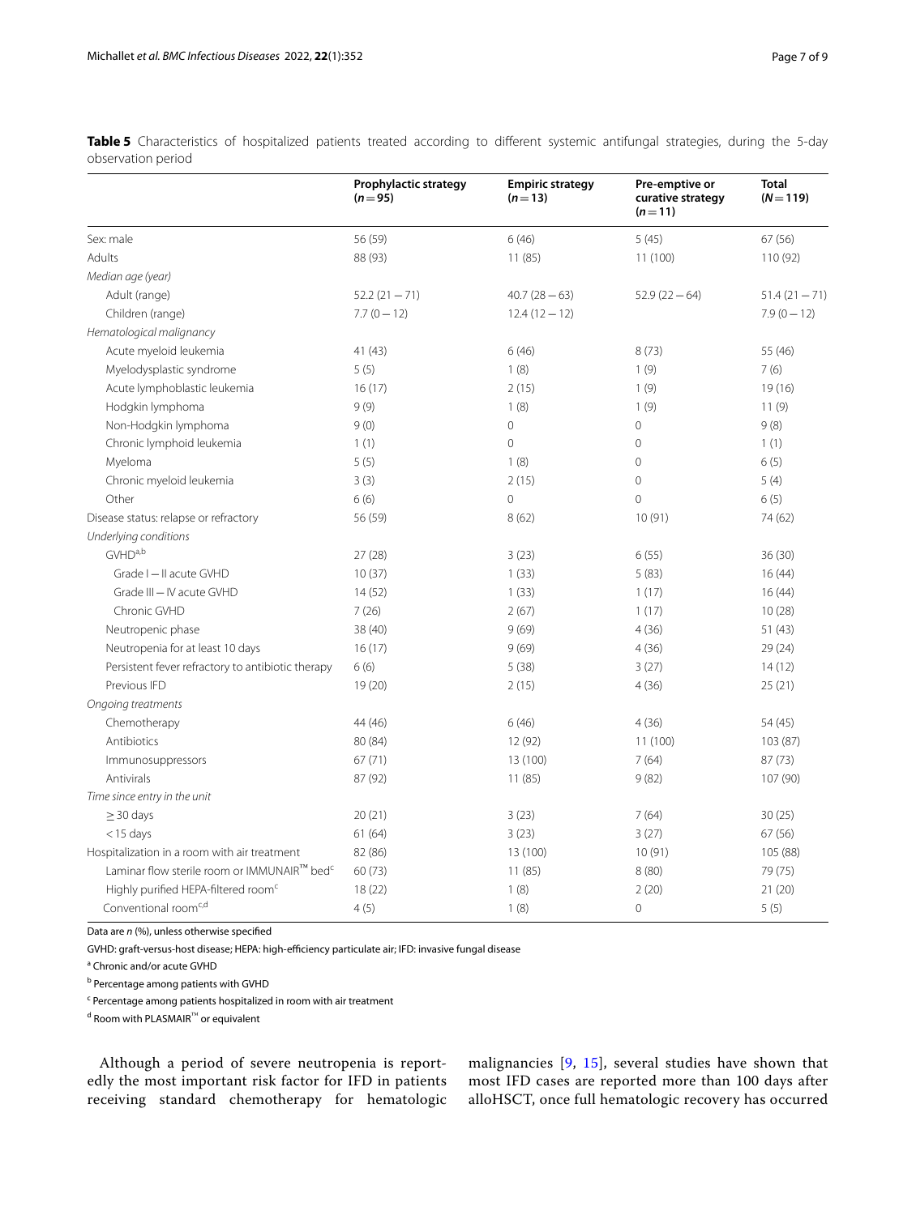**Table 5** Characteristics of hospitalized patients treated according to different systemic antifungal strategies, during the 5-day observation period

| | Prophylactic strategy (n = 95) | Empiric strategy (n = 13) | Pre-emptive or curative strategy (n = 11) | Total (N = 119) |
|---|---|---|---|---|
| Sex: male | 56 (59) | 6 (46) | 5 (45) | 67 (56) |
| Adults | 88 (93) | 11 (85) | 11 (100) | 110 (92) |
| *Median age (year)* | | | | |
| Adult (range) | 52.2 (21 − 71) | 40.7 (28 − 63) | 52.9 (22 − 64) | 51.4 (21 − 71) |
| Children (range) | 7.7 (0 − 12) | 12.4 (12 − 12) | | 7.9 (0 − 12) |
| *Hematological malignancy* | | | | |
| Acute myeloid leukemia | 41 (43) | 6 (46) | 8 (73) | 55 (46) |
| Myelodysplastic syndrome | 5 (5) | 1 (8) | 1 (9) | 7 (6) |
| Acute lymphoblastic leukemia | 16 (17) | 2 (15) | 1 (9) | 19 (16) |
| Hodgkin lymphoma | 9 (9) | 1 (8) | 1 (9) | 11 (9) |
| Non-Hodgkin lymphoma | 9 (0) | 0 | 0 | 9 (8) |
| Chronic lymphoid leukemia | 1 (1) | 0 | 0 | 1 (1) |
| Myeloma | 5 (5) | 1 (8) | 0 | 6 (5) |
| Chronic myeloid leukemia | 3 (3) | 2 (15) | 0 | 5 (4) |
| Other | 6 (6) | 0 | 0 | 6 (5) |
| Disease status: relapse or refractory | 56 (59) | 8 (62) | 10 (91) | 74 (62) |
| *Underlying conditions* | | | | |
| GVHD[a,b] | 27 (28) | 3 (23) | 6 (55) | 36 (30) |
| Grade I − II acute GVHD | 10 (37) | 1 (33) | 5 (83) | 16 (44) |
| Grade III − IV acute GVHD | 14 (52) | 1 (33) | 1 (17) | 16 (44) |
| Chronic GVHD | 7 (26) | 2 (67) | 1 (17) | 10 (28) |
| Neutropenic phase | 38 (40) | 9 (69) | 4 (36) | 51 (43) |
| Neutropenia for at least 10 days | 16 (17) | 9 (69) | 4 (36) | 29 (24) |
| Persistent fever refractory to antibiotic therapy | 6 (6) | 5 (38) | 3 (27) | 14 (12) |
| Previous IFD | 19 (20) | 2 (15) | 4 (36) | 25 (21) |
| *Ongoing treatments* | | | | |
| Chemotherapy | 44 (46) | 6 (46) | 4 (36) | 54 (45) |
| Antibiotics | 80 (84) | 12 (92) | 11 (100) | 103 (87) |
| Immunosuppressors | 67 (71) | 13 (100) | 7 (64) | 87 (73) |
| Antivirals | 87 (92) | 11 (85) | 9 (82) | 107 (90) |
| *Time since entry in the unit* | | | | |
| ≥ 30 days | 20 (21) | 3 (23) | 7 (64) | 30 (25) |
| < 15 days | 61 (64) | 3 (23) | 3 (27) | 67 (56) |
| Hospitalization in a room with air treatment | 82 (86) | 13 (100) | 10 (91) | 105 (88) |
| Laminar flow sterile room or IMMUNAIR™ bed[c] | 60 (73) | 11 (85) | 8 (80) | 79 (75) |
| Highly purified HEPA-filtered room[c] | 18 (22) | 1 (8) | 2 (20) | 21 (20) |
| Conventional room[c,d] | 4 (5) | 1 (8) | 0 | 5 (5) |

Data are *n* (%), unless otherwise specified

GVHD: graft-versus-host disease; HEPA: high-efficiency particulate air; IFD: invasive fungal disease

[a] Chronic and/or acute GVHD

[b] Percentage among patients with GVHD

[c] Percentage among patients hospitalized in room with air treatment

[d] Room with PLASMAIR™ or equivalent

Although a period of severe neutropenia is reportedly the most important risk factor for IFD in patients receiving standard chemotherapy for hematologic malignancies [9, 15], several studies have shown that most IFD cases are reported more than 100 days after alloHSCT, once full hematologic recovery has occurred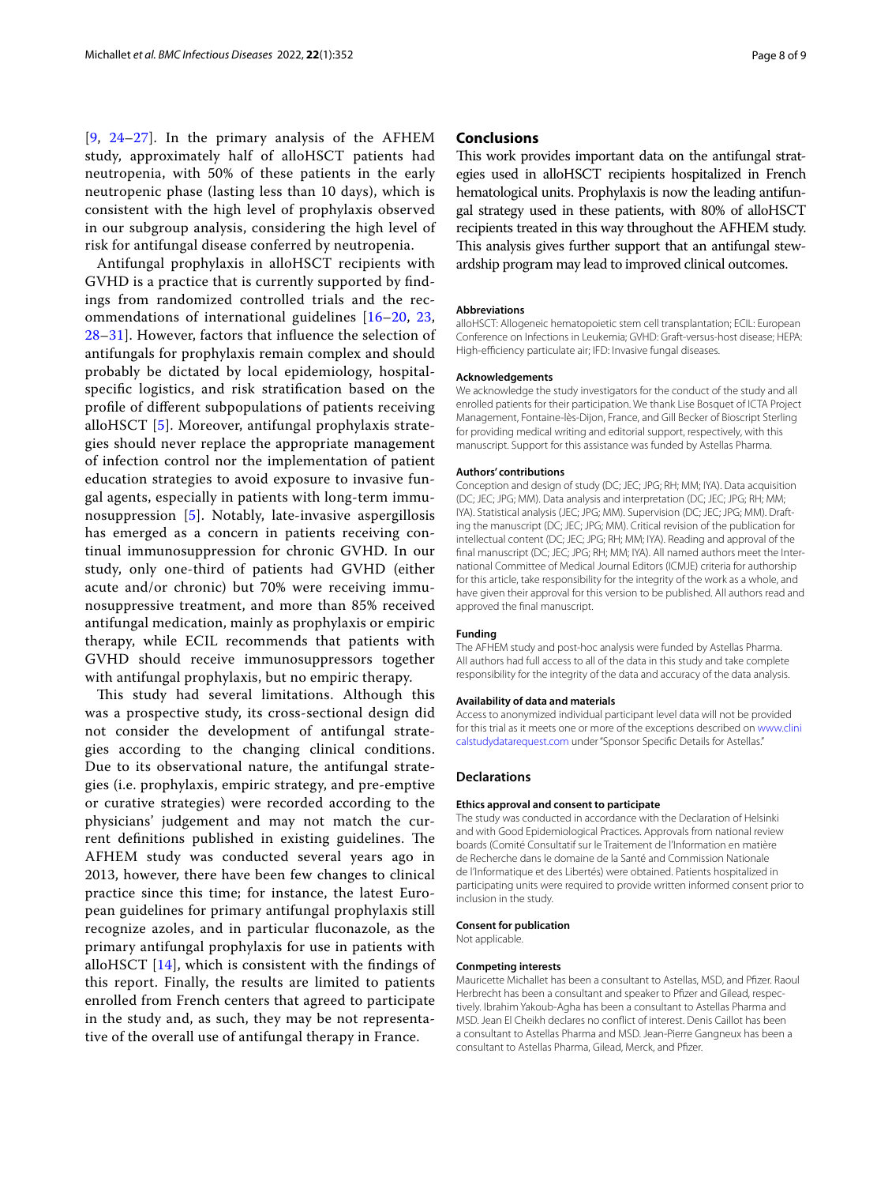[9, 24–27]. In the primary analysis of the AFHEM study, approximately half of alloHSCT patients had neutropenia, with 50% of these patients in the early neutropenic phase (lasting less than 10 days), which is consistent with the high level of prophylaxis observed in our subgroup analysis, considering the high level of risk for antifungal disease conferred by neutropenia.

Antifungal prophylaxis in alloHSCT recipients with GVHD is a practice that is currently supported by findings from randomized controlled trials and the recommendations of international guidelines [16–20, 23, 28–31]. However, factors that influence the selection of antifungals for prophylaxis remain complex and should probably be dictated by local epidemiology, hospital-specific logistics, and risk stratification based on the profile of different subpopulations of patients receiving alloHSCT [5]. Moreover, antifungal prophylaxis strategies should never replace the appropriate management of infection control nor the implementation of patient education strategies to avoid exposure to invasive fungal agents, especially in patients with long-term immunosuppression [5]. Notably, late-invasive aspergillosis has emerged as a concern in patients receiving continual immunosuppression for chronic GVHD. In our study, only one-third of patients had GVHD (either acute and/or chronic) but 70% were receiving immunosuppressive treatment, and more than 85% received antifungal medication, mainly as prophylaxis or empiric therapy, while ECIL recommends that patients with GVHD should receive immunosuppressors together with antifungal prophylaxis, but no empiric therapy.

This study had several limitations. Although this was a prospective study, its cross-sectional design did not consider the development of antifungal strategies according to the changing clinical conditions. Due to its observational nature, the antifungal strategies (i.e. prophylaxis, empiric strategy, and pre-emptive or curative strategies) were recorded according to the physicians' judgement and may not match the current definitions published in existing guidelines. The AFHEM study was conducted several years ago in 2013, however, there have been few changes to clinical practice since this time; for instance, the latest European guidelines for primary antifungal prophylaxis still recognize azoles, and in particular fluconazole, as the primary antifungal prophylaxis for use in patients with alloHSCT [14], which is consistent with the findings of this report. Finally, the results are limited to patients enrolled from French centers that agreed to participate in the study and, as such, they may be not representative of the overall use of antifungal therapy in France.

## Conclusions

This work provides important data on the antifungal strategies used in alloHSCT recipients hospitalized in French hematological units. Prophylaxis is now the leading antifungal strategy used in these patients, with 80% of alloHSCT recipients treated in this way throughout the AFHEM study. This analysis gives further support that an antifungal stewardship program may lead to improved clinical outcomes.

### Abbreviations

alloHSCT: Allogeneic hematopoietic stem cell transplantation; ECIL: European Conference on Infections in Leukemia; GVHD: Graft-versus-host disease; HEPA: High-efficiency particulate air; IFD: Invasive fungal diseases.

### Acknowledgements

We acknowledge the study investigators for the conduct of the study and all enrolled patients for their participation. We thank Lise Bosquet of ICTA Project Management, Fontaine-lès-Dijon, France, and Gill Becker of Bioscript Sterling for providing medical writing and editorial support, respectively, with this manuscript. Support for this assistance was funded by Astellas Pharma.

### Authors' contributions

Conception and design of study (DC; JEC; JPG; RH; MM; IYA). Data acquisition (DC; JEC; JPG; MM). Data analysis and interpretation (DC; JEC; JPG; RH; MM; IYA). Statistical analysis (JEC; JPG; MM). Supervision (DC; JEC; JPG; MM). Drafting the manuscript (DC; JEC; JPG; MM). Critical revision of the publication for intellectual content (DC; JEC; JPG; RH; MM; IYA). Reading and approval of the final manuscript (DC; JEC; JPG; RH; MM; IYA). All named authors meet the International Committee of Medical Journal Editors (ICMJE) criteria for authorship for this article, take responsibility for the integrity of the work as a whole, and have given their approval for this version to be published. All authors read and approved the final manuscript.

### Funding

The AFHEM study and post-hoc analysis were funded by Astellas Pharma. All authors had full access to all of the data in this study and take complete responsibility for the integrity of the data and accuracy of the data analysis.

### Availability of data and materials

Access to anonymized individual participant level data will not be provided for this trial as it meets one or more of the exceptions described on www.clinicalstudydatarequest.com under "Sponsor Specific Details for Astellas."

## Declarations

### Ethics approval and consent to participate

The study was conducted in accordance with the Declaration of Helsinki and with Good Epidemiological Practices. Approvals from national review boards (Comité Consultatif sur le Traitement de l'Information en matière de Recherche dans le domaine de la Santé and Commission Nationale de l'Informatique et des Libertés) were obtained. Patients hospitalized in participating units were required to provide written informed consent prior to inclusion in the study.

### Consent for publication

Not applicable.

### Conmpeting interests

Mauricette Michallet has been a consultant to Astellas, MSD, and Pfizer. Raoul Herbrecht has been a consultant and speaker to Pfizer and Gilead, respectively. Ibrahim Yakoub-Agha has been a consultant to Astellas Pharma and MSD. Jean El Cheikh declares no conflict of interest. Denis Caillot has been a consultant to Astellas Pharma and MSD. Jean-Pierre Gangneux has been a consultant to Astellas Pharma, Gilead, Merck, and Pfizer.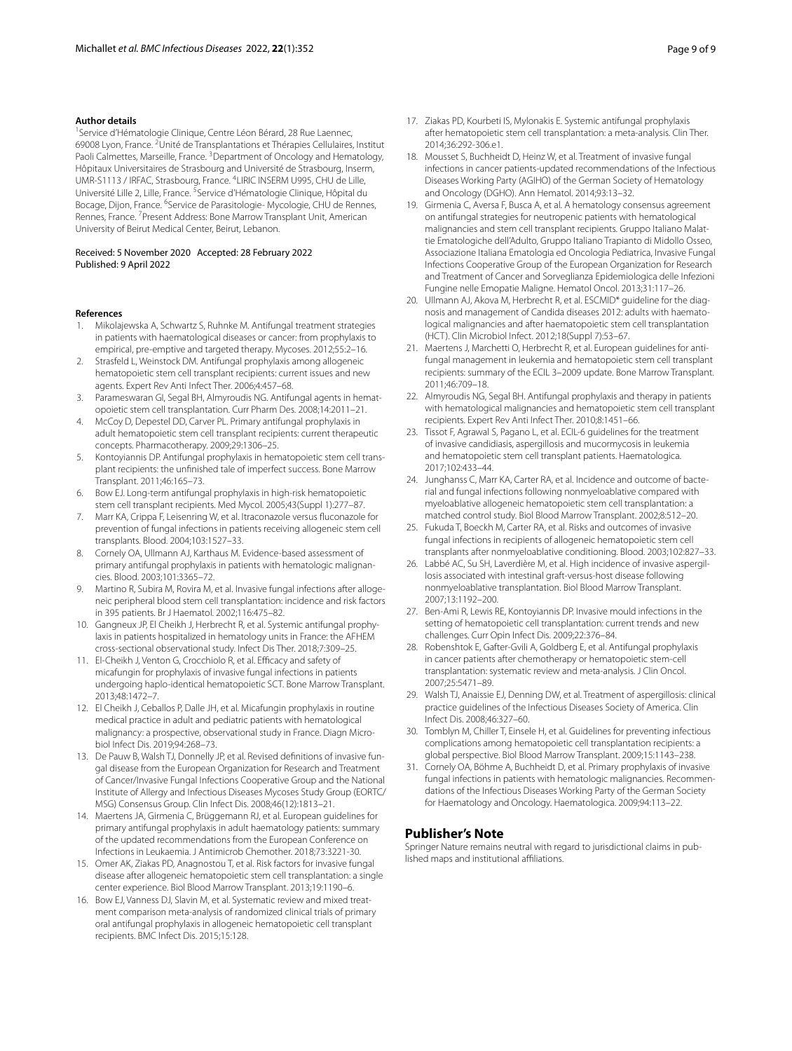**Author details**

[1]Service d'Hématologie Clinique, Centre Léon Bérard, 28 Rue Laennec, 69008 Lyon, France. [2]Unité de Transplantations et Thérapies Cellulaires, Institut Paoli Calmettes, Marseille, France. [3]Department of Oncology and Hematology, Hôpitaux Universitaires de Strasbourg and Université de Strasbourg, Inserm, UMR-S1113 / IRFAC, Strasbourg, France. [4]LIRIC INSERM U995, CHU de Lille, Université Lille 2, Lille, France. [5]Service d'Hématologie Clinique, Hôpital du Bocage, Dijon, France. [6]Service de Parasitologie- Mycologie, CHU de Rennes, Rennes, France. [7]Present Address: Bone Marrow Transplant Unit, American University of Beirut Medical Center, Beirut, Lebanon.

Received: 5 November 2020 Accepted: 28 February 2022
Published: 9 April 2022

**References**

1. Mikolajewska A, Schwartz S, Ruhnke M. Antifungal treatment strategies in patients with haematological diseases or cancer: from prophylaxis to empirical, pre-emptive and targeted therapy. Mycoses. 2012;55:2–16.
2. Strasfeld L, Weinstock DM. Antifungal prophylaxis among allogeneic hematopoietic stem cell transplant recipients: current issues and new agents. Expert Rev Anti Infect Ther. 2006;4:457–68.
3. Parameswaran GI, Segal BH, Almyroudis NG. Antifungal agents in hematopoietic stem cell transplantation. Curr Pharm Des. 2008;14:2011–21.
4. McCoy D, Depestel DD, Carver PL. Primary antifungal prophylaxis in adult hematopoietic stem cell transplant recipients: current therapeutic concepts. Pharmacotherapy. 2009;29:1306–25.
5. Kontoyiannis DP. Antifungal prophylaxis in hematopoietic stem cell transplant recipients: the unfinished tale of imperfect success. Bone Marrow Transplant. 2011;46:165–73.
6. Bow EJ. Long-term antifungal prophylaxis in high-risk hematopoietic stem cell transplant recipients. Med Mycol. 2005;43(Suppl 1):277–87.
7. Marr KA, Crippa F, Leisenring W, et al. Itraconazole versus fluconazole for prevention of fungal infections in patients receiving allogeneic stem cell transplants. Blood. 2004;103:1527–33.
8. Cornely OA, Ullmann AJ, Karthaus M. Evidence-based assessment of primary antifungal prophylaxis in patients with hematologic malignancies. Blood. 2003;101:3365–72.
9. Martino R, Subira M, Rovira M, et al. Invasive fungal infections after allogeneic peripheral blood stem cell transplantation: incidence and risk factors in 395 patients. Br J Haematol. 2002;116:475–82.
10. Gangneux JP, El Cheikh J, Herbrecht R, et al. Systemic antifungal prophylaxis in patients hospitalized in hematology units in France: the AFHEM cross-sectional observational study. Infect Dis Ther. 2018;7:309–25.
11. El-Cheikh J, Venton G, Crocchiolo R, et al. Efficacy and safety of micafungin for prophylaxis of invasive fungal infections in patients undergoing haplo-identical hematopoietic SCT. Bone Marrow Transplant. 2013;48:1472–7.
12. El Cheikh J, Ceballos P, Dalle JH, et al. Micafungin prophylaxis in routine medical practice in adult and pediatric patients with hematological malignancy: a prospective, observational study in France. Diagn Microbiol Infect Dis. 2019;94:268–73.
13. De Pauw B, Walsh TJ, Donnelly JP, et al. Revised definitions of invasive fungal disease from the European Organization for Research and Treatment of Cancer/Invasive Fungal Infections Cooperative Group and the National Institute of Allergy and Infectious Diseases Mycoses Study Group (EORTC/MSG) Consensus Group. Clin Infect Dis. 2008;46(12):1813–21.
14. Maertens JA, Girmenia C, Brüggemann RJ, et al. European guidelines for primary antifungal prophylaxis in adult haematology patients: summary of the updated recommendations from the European Conference on Infections in Leukaemia. J Antimicrob Chemother. 2018;73:3221-30.
15. Omer AK, Ziakas PD, Anagnostou T, et al. Risk factors for invasive fungal disease after allogeneic hematopoietic stem cell transplantation: a single center experience. Biol Blood Marrow Transplant. 2013;19:1190–6.
16. Bow EJ, Vanness DJ, Slavin M, et al. Systematic review and mixed treatment comparison meta-analysis of randomized clinical trials of primary oral antifungal prophylaxis in allogeneic hematopoietic cell transplant recipients. BMC Infect Dis. 2015;15:128.
17. Ziakas PD, Kourbeti IS, Mylonakis E. Systemic antifungal prophylaxis after hematopoietic stem cell transplantation: a meta-analysis. Clin Ther. 2014;36:292-306.e1.
18. Mousset S, Buchheidt D, Heinz W, et al. Treatment of invasive fungal infections in cancer patients-updated recommendations of the Infectious Diseases Working Party (AGIHO) of the German Society of Hematology and Oncology (DGHO). Ann Hematol. 2014;93:13–32.
19. Girmenia C, Aversa F, Busca A, et al. A hematology consensus agreement on antifungal strategies for neutropenic patients with hematological malignancies and stem cell transplant recipients. Gruppo Italiano Malattie Ematologiche dell'Adulto, Gruppo Italiano Trapianto di Midollo Osseo, Associazione Italiana Ematologia ed Oncologia Pediatrica, Invasive Fungal Infections Cooperative Group of the European Organization for Research and Treatment of Cancer and Sorveglianza Epidemiologica delle Infezioni Fungine nelle Emopatie Maligne. Hematol Oncol. 2013;31:117–26.
20. Ullmann AJ, Akova M, Herbrecht R, et al. ESCMID* guideline for the diagnosis and management of Candida diseases 2012: adults with haematological malignancies and after haematopoietic stem cell transplantation (HCT). Clin Microbiol Infect. 2012;18(Suppl 7):53–67.
21. Maertens J, Marchetti O, Herbrecht R, et al. European guidelines for antifungal management in leukemia and hematopoietic stem cell transplant recipients: summary of the ECIL 3–2009 update. Bone Marrow Transplant. 2011;46:709–18.
22. Almyroudis NG, Segal BH. Antifungal prophylaxis and therapy in patients with hematological malignancies and hematopoietic stem cell transplant recipients. Expert Rev Anti Infect Ther. 2010;8:1451–66.
23. Tissot F, Agrawal S, Pagano L, et al. ECIL-6 guidelines for the treatment of invasive candidiasis, aspergillosis and mucormycosis in leukemia and hematopoietic stem cell transplant patients. Haematologica. 2017;102:433–44.
24. Junghanss C, Marr KA, Carter RA, et al. Incidence and outcome of bacterial and fungal infections following nonmyeloablative compared with myeloablative allogeneic hematopoietic stem cell transplantation: a matched control study. Biol Blood Marrow Transplant. 2002;8:512–20.
25. Fukuda T, Boeckh M, Carter RA, et al. Risks and outcomes of invasive fungal infections in recipients of allogeneic hematopoietic stem cell transplants after nonmyeloablative conditioning. Blood. 2003;102:827–33.
26. Labbé AC, Su SH, Laverdière M, et al. High incidence of invasive aspergillosis associated with intestinal graft-versus-host disease following nonmyeloablative transplantation. Biol Blood Marrow Transplant. 2007;13:1192–200.
27. Ben-Ami R, Lewis RE, Kontoyiannis DP. Invasive mould infections in the setting of hematopoietic cell transplantation: current trends and new challenges. Curr Opin Infect Dis. 2009;22:376–84.
28. Robenshtok E, Gafter-Gvili A, Goldberg E, et al. Antifungal prophylaxis in cancer patients after chemotherapy or hematopoietic stem-cell transplantation: systematic review and meta-analysis. J Clin Oncol. 2007;25:5471–89.
29. Walsh TJ, Anaissie EJ, Denning DW, et al. Treatment of aspergillosis: clinical practice guidelines of the Infectious Diseases Society of America. Clin Infect Dis. 2008;46:327–60.
30. Tomblyn M, Chiller T, Einsele H, et al. Guidelines for preventing infectious complications among hematopoietic cell transplantation recipients: a global perspective. Biol Blood Marrow Transplant. 2009;15:1143–238.
31. Cornely OA, Böhme A, Buchheidt D, et al. Primary prophylaxis of invasive fungal infections in patients with hematologic malignancies. Recommendations of the Infectious Diseases Working Party of the German Society for Haematology and Oncology. Haematologica. 2009;94:113–22.

## Publisher's Note

Springer Nature remains neutral with regard to jurisdictional claims in published maps and institutional affiliations.